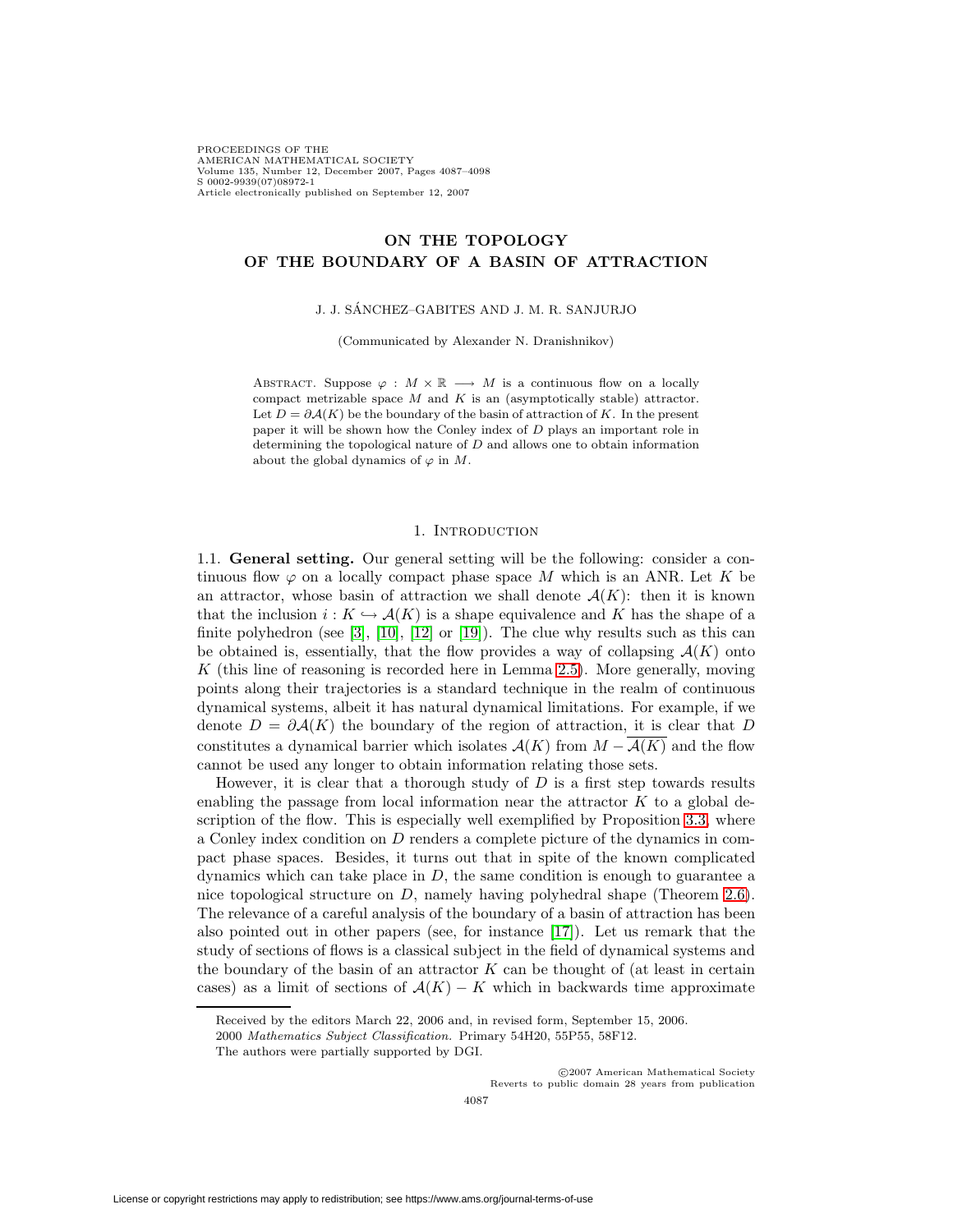# ON THE TOPOLOGY OF THE BOUNDARY OF A BASIN OF ATTRACTION

J. J. SÁNCHEZ–GABITES AND J. M. R. SANJURJO

(Communicated by Alexander N. Dranishnikov)

ABSTRACT. Suppose $\varphi : M \times \mathbb{R} \longrightarrow M$ is a continuous flow on a locally compact metrizable space $M$ and $K$ is an (asymptotically stable) attractor. Let $D = \partial\mathcal{A}(K)$ be the boundary of the basin of attraction of $K$. In the present paper it will be shown how the Conley index of $D$ plays an important role in determining the topological nature of $D$ and allows one to obtain information about the global dynamics of $\varphi$ in $M$.

## 1. Introduction

1.1. **General setting.** Our general setting will be the following: consider a continuous flow $\varphi$ on a locally compact phase space $M$ which is an ANR. Let $K$ be an attractor, whose basin of attraction we shall denote $\mathcal{A}(K)$: then it is known that the inclusion $i : K \hookrightarrow \mathcal{A}(K)$ is a shape equivalence and $K$ has the shape of a finite polyhedron (see [3], [10], [12] or [19]). The clue why results such as this can be obtained is, essentially, that the flow provides a way of collapsing $\mathcal{A}(K)$ onto $K$ (this line of reasoning is recorded here in Lemma 2.5). More generally, moving points along their trajectories is a standard technique in the realm of continuous dynamical systems, albeit it has natural dynamical limitations. For example, if we denote $D = \partial\mathcal{A}(K)$ the boundary of the region of attraction, it is clear that $D$ constitutes a dynamical barrier which isolates $\mathcal{A}(K)$ from $M - \overline{\mathcal{A}(K)}$ and the flow cannot be used any longer to obtain information relating those sets.

However, it is clear that a thorough study of $D$ is a first step towards results enabling the passage from local information near the attractor $K$ to a global description of the flow. This is especially well exemplified by Proposition 3.3, where a Conley index condition on $D$ renders a complete picture of the dynamics in compact phase spaces. Besides, it turns out that in spite of the known complicated dynamics which can take place in $D$, the same condition is enough to guarantee a nice topological structure on $D$, namely having polyhedral shape (Theorem 2.6). The relevance of a careful analysis of the boundary of a basin of attraction has been also pointed out in other papers (see, for instance [17]). Let us remark that the study of sections of flows is a classical subject in the field of dynamical systems and the boundary of the basin of an attractor $K$ can be thought of (at least in certain cases) as a limit of sections of $\mathcal{A}(K) - K$ which in backwards time approximate

---

Received by the editors March 22, 2006 and, in revised form, September 15, 2006.

2000 *Mathematics Subject Classification.* Primary 54H20, 55P55, 58F12.

The authors were partially supported by DGI.

©2007 American Mathematical Society
Reverts to public domain 28 years from publication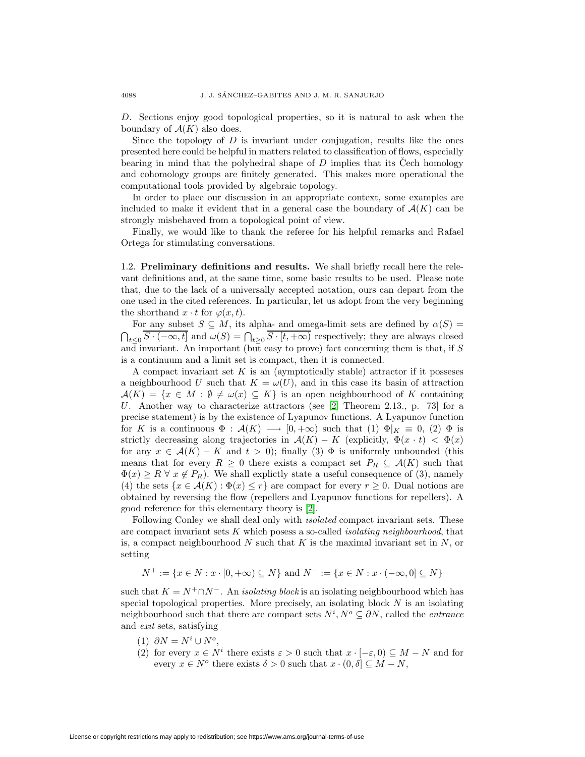$D$. Sections enjoy good topological properties, so it is natural to ask when the boundary of $\mathcal{A}(K)$ also does.

Since the topology of $D$ is invariant under conjugation, results like the ones presented here could be helpful in matters related to classification of flows, especially bearing in mind that the polyhedral shape of $D$ implies that its Čech homology and cohomology groups are finitely generated. This makes more operational the computational tools provided by algebraic topology.

In order to place our discussion in an appropriate context, some examples are included to make it evident that in a general case the boundary of $\mathcal{A}(K)$ can be strongly misbehaved from a topological point of view.

Finally, we would like to thank the referee for his helpful remarks and Rafael Ortega for stimulating conversations.

### 1.2. Preliminary definitions and results.

We shall briefly recall here the relevant definitions and, at the same time, some basic results to be used. Please note that, due to the lack of a universally accepted notation, ours can depart from the one used in the cited references. In particular, let us adopt from the very beginning the shorthand $x \cdot t$ for $\varphi(x, t)$.

For any subset $S \subseteq M$, its alpha- and omega-limit sets are defined by $\alpha(S) = \bigcap_{t \leq 0} \overline{S \cdot (-\infty, t]}$ and $\omega(S) = \bigcap_{t \geq 0} \overline{S \cdot [t, +\infty)}$ respectively; they are always closed and invariant. An important (but easy to prove) fact concerning them is that, if $S$ is a continuum and a limit set is compact, then it is connected.

A compact invariant set $K$ is an (aymptotically stable) attractor if it posseses a neighbourhood $U$ such that $K = \omega(U)$, and in this case its basin of attraction $\mathcal{A}(K) = \{x \in M : \emptyset \neq \omega(x) \subseteq K\}$ is an open neighbourhood of $K$ containing $U$. Another way to characterize attractors (see [2, Theorem 2.13., p. 73] for a precise statement) is by the existence of Lyapunov functions. A Lyapunov function for $K$ is a continuous $\Phi : \mathcal{A}(K) \longrightarrow [0, +\infty)$ such that (1) $\Phi|_K \equiv 0$, (2) $\Phi$ is strictly decreasing along trajectories in $\mathcal{A}(K) - K$ (explicitly, $\Phi(x \cdot t) < \Phi(x)$ for any $x \in \mathcal{A}(K) - K$ and $t > 0$); finally (3) $\Phi$ is uniformly unbounded (this means that for every $R \geq 0$ there exists a compact set $P_R \subseteq \mathcal{A}(K)$ such that $\Phi(x) \geq R \; \forall \; x \notin P_R$). We shall explictly state a useful consequence of (3), namely (4) the sets $\{x \in \mathcal{A}(K) : \Phi(x) \leq r\}$ are compact for every $r \geq 0$. Dual notions are obtained by reversing the flow (repellers and Lyapunov functions for repellers). A good reference for this elementary theory is [2].

Following Conley we shall deal only with *isolated* compact invariant sets. These are compact invariant sets $K$ which posess a so-called *isolating neighbourhood*, that is, a compact neighbourhood $N$ such that $K$ is the maximal invariant set in $N$, or setting

$$N^+ := \{x \in N : x \cdot [0, +\infty) \subseteq N\} \text{ and } N^- := \{x \in N : x \cdot (-\infty, 0] \subseteq N\}$$

such that $K = N^+ \cap N^-$. An *isolating block* is an isolating neighbourhood which has special topological properties. More precisely, an isolating block $N$ is an isolating neighbourhood such that there are compact sets $N^i, N^o \subseteq \partial N$, called the *entrance* and *exit* sets, satisfying

(1) $\partial N = N^i \cup N^o$,
(2) for every $x \in N^i$ there exists $\varepsilon > 0$ such that $x \cdot [-\varepsilon, 0) \subseteq M - N$ and for every $x \in N^o$ there exists $\delta > 0$ such that $x \cdot (0, \delta] \subseteq M - N$,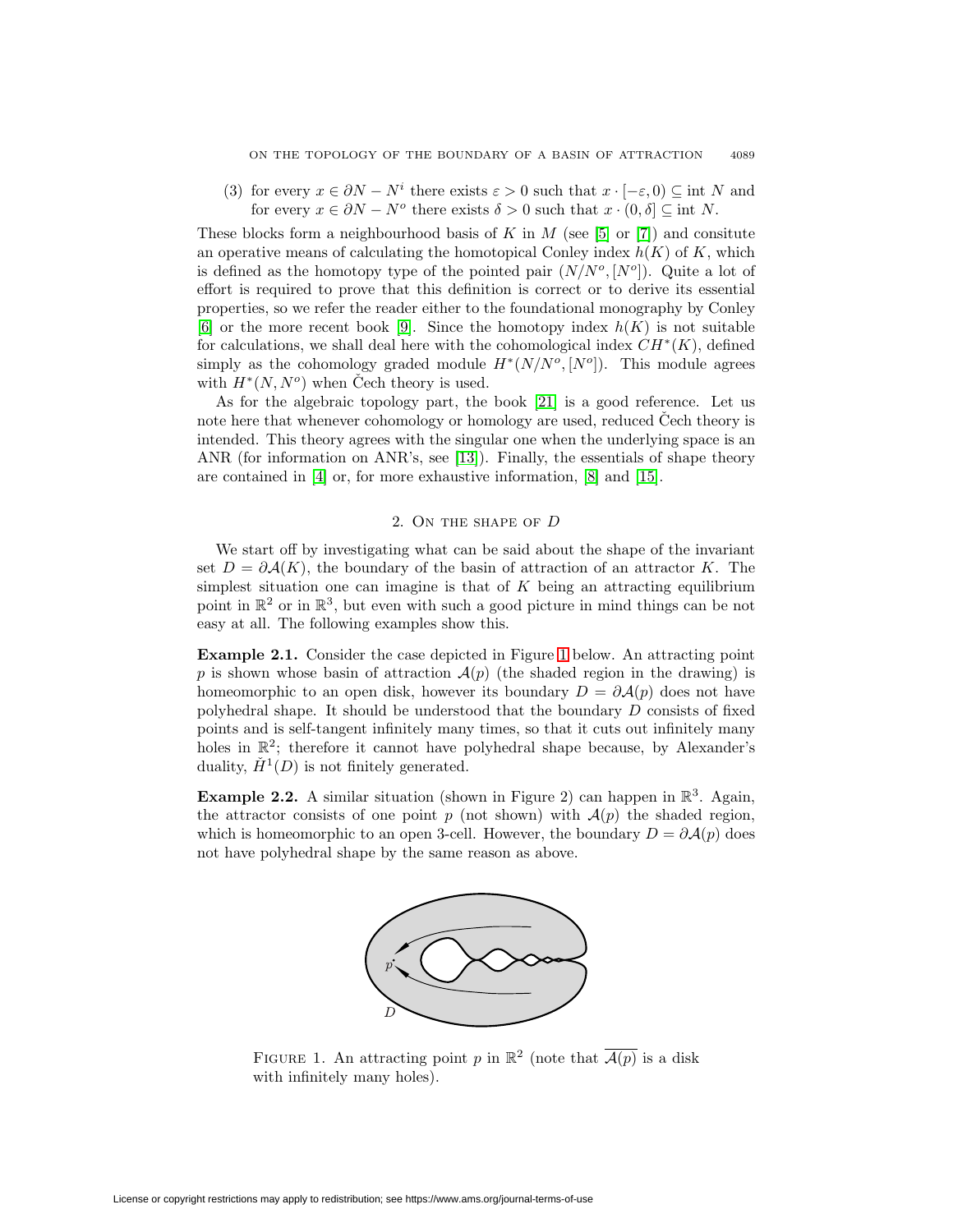(3) for every $x \in \partial N - N^i$ there exists $\varepsilon > 0$ such that $x \cdot [-\varepsilon, 0) \subseteq \text{int } N$ and for every $x \in \partial N - N^o$ there exists $\delta > 0$ such that $x \cdot (0, \delta] \subseteq \text{int } N$.

These blocks form a neighbourhood basis of $K$ in $M$ (see [5] or [7]) and consitute an operative means of calculating the homotopical Conley index $h(K)$ of $K$, which is defined as the homotopy type of the pointed pair $(N/N^o, [N^o])$. Quite a lot of effort is required to prove that this definition is correct or to derive its essential properties, so we refer the reader either to the foundational monography by Conley [6] or the more recent book [9]. Since the homotopy index $h(K)$ is not suitable for calculations, we shall deal here with the cohomological index $CH^*(K)$, defined simply as the cohomology graded module $H^*(N/N^o, [N^o])$. This module agrees with $H^*(N, N^o)$ when Čech theory is used.

As for the algebraic topology part, the book [21] is a good reference. Let us note here that whenever cohomology or homology are used, reduced Čech theory is intended. This theory agrees with the singular one when the underlying space is an ANR (for information on ANR's, see [13]). Finally, the essentials of shape theory are contained in [4] or, for more exhaustive information, [8] and [15].

## 2. On the shape of $D$

We start off by investigating what can be said about the shape of the invariant set $D = \partial \mathcal{A}(K)$, the boundary of the basin of attraction of an attractor $K$. The simplest situation one can imagine is that of $K$ being an attracting equilibrium point in $\mathbb{R}^2$ or in $\mathbb{R}^3$, but even with such a good picture in mind things can be not easy at all. The following examples show this.

**Example 2.1.** Consider the case depicted in Figure 1 below. An attracting point $p$ is shown whose basin of attraction $\mathcal{A}(p)$ (the shaded region in the drawing) is homeomorphic to an open disk, however its boundary $D = \partial \mathcal{A}(p)$ does not have polyhedral shape. It should be understood that the boundary $D$ consists of fixed points and is self-tangent infinitely many times, so that it cuts out infinitely many holes in $\mathbb{R}^2$; therefore it cannot have polyhedral shape because, by Alexander's duality, $\check{H}^1(D)$ is not finitely generated.

**Example 2.2.** A similar situation (shown in Figure 2) can happen in $\mathbb{R}^3$. Again, the attractor consists of one point $p$ (not shown) with $\mathcal{A}(p)$ the shaded region, which is homeomorphic to an open 3-cell. However, the boundary $D = \partial \mathcal{A}(p)$ does not have polyhedral shape by the same reason as above.

Figure 1. An attracting point $p$ in $\mathbb{R}^2$ (note that $\overline{\mathcal{A}(p)}$ is a disk with infinitely many holes).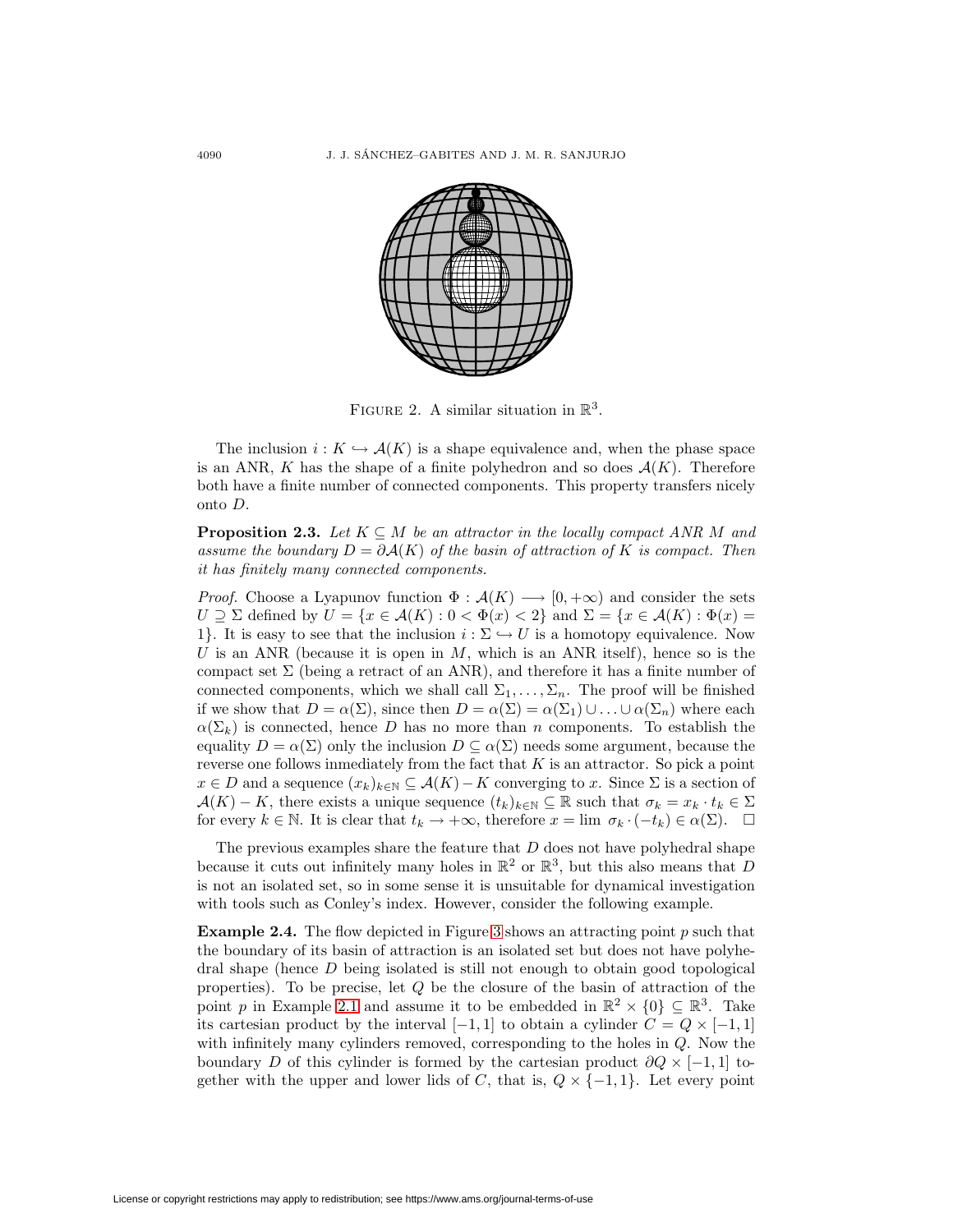Figure 2. A similar situation in $\mathbb{R}^3$.

The inclusion $i : K \hookrightarrow \mathcal{A}(K)$ is a shape equivalence and, when the phase space is an ANR, $K$ has the shape of a finite polyhedron and so does $\mathcal{A}(K)$. Therefore both have a finite number of connected components. This property transfers nicely onto $D$.

**Proposition 2.3.** *Let $K \subseteq M$ be an attractor in the locally compact ANR $M$ and assume the boundary $D = \partial\mathcal{A}(K)$ of the basin of attraction of $K$ is compact. Then it has finitely many connected components.*

*Proof.* Choose a Lyapunov function $\Phi : \mathcal{A}(K) \longrightarrow [0, +\infty)$ and consider the sets $U \supseteq \Sigma$ defined by $U = \{x \in \mathcal{A}(K) : 0 < \Phi(x) < 2\}$ and $\Sigma = \{x \in \mathcal{A}(K) : \Phi(x) = 1\}$. It is easy to see that the inclusion $i : \Sigma \hookrightarrow U$ is a homotopy equivalence. Now $U$ is an ANR (because it is open in $M$, which is an ANR itself), hence so is the compact set $\Sigma$ (being a retract of an ANR), and therefore it has a finite number of connected components, which we shall call $\Sigma_1, \ldots, \Sigma_n$. The proof will be finished if we show that $D = \alpha(\Sigma)$, since then $D = \alpha(\Sigma) = \alpha(\Sigma_1) \cup \ldots \cup \alpha(\Sigma_n)$ where each $\alpha(\Sigma_k)$ is connected, hence $D$ has no more than $n$ components. To establish the equality $D = \alpha(\Sigma)$ only the inclusion $D \subseteq \alpha(\Sigma)$ needs some argument, because the reverse one follows inmediately from the fact that $K$ is an attractor. So pick a point $x \in D$ and a sequence $(x_k)_{k\in\mathbb{N}} \subseteq \mathcal{A}(K) - K$ converging to $x$. Since $\Sigma$ is a section of $\mathcal{A}(K) - K$, there exists a unique sequence $(t_k)_{k\in\mathbb{N}} \subseteq \mathbb{R}$ such that $\sigma_k = x_k \cdot t_k \in \Sigma$ for every $k \in \mathbb{N}$. It is clear that $t_k \to +\infty$, therefore $x = \lim\ \sigma_k \cdot (-t_k) \in \alpha(\Sigma)$. $\square$

The previous examples share the feature that $D$ does not have polyhedral shape because it cuts out infinitely many holes in $\mathbb{R}^2$ or $\mathbb{R}^3$, but this also means that $D$ is not an isolated set, so in some sense it is unsuitable for dynamical investigation with tools such as Conley's index. However, consider the following example.

**Example 2.4.** The flow depicted in Figure 3 shows an attracting point $p$ such that the boundary of its basin of attraction is an isolated set but does not have polyhedral shape (hence $D$ being isolated is still not enough to obtain good topological properties). To be precise, let $Q$ be the closure of the basin of attraction of the point $p$ in Example 2.1 and assume it to be embedded in $\mathbb{R}^2 \times \{0\} \subseteq \mathbb{R}^3$. Take its cartesian product by the interval $[-1, 1]$ to obtain a cylinder $C = Q \times [-1, 1]$ with infinitely many cylinders removed, corresponding to the holes in $Q$. Now the boundary $D$ of this cylinder is formed by the cartesian product $\partial Q \times [-1, 1]$ together with the upper and lower lids of $C$, that is, $Q \times \{-1, 1\}$. Let every point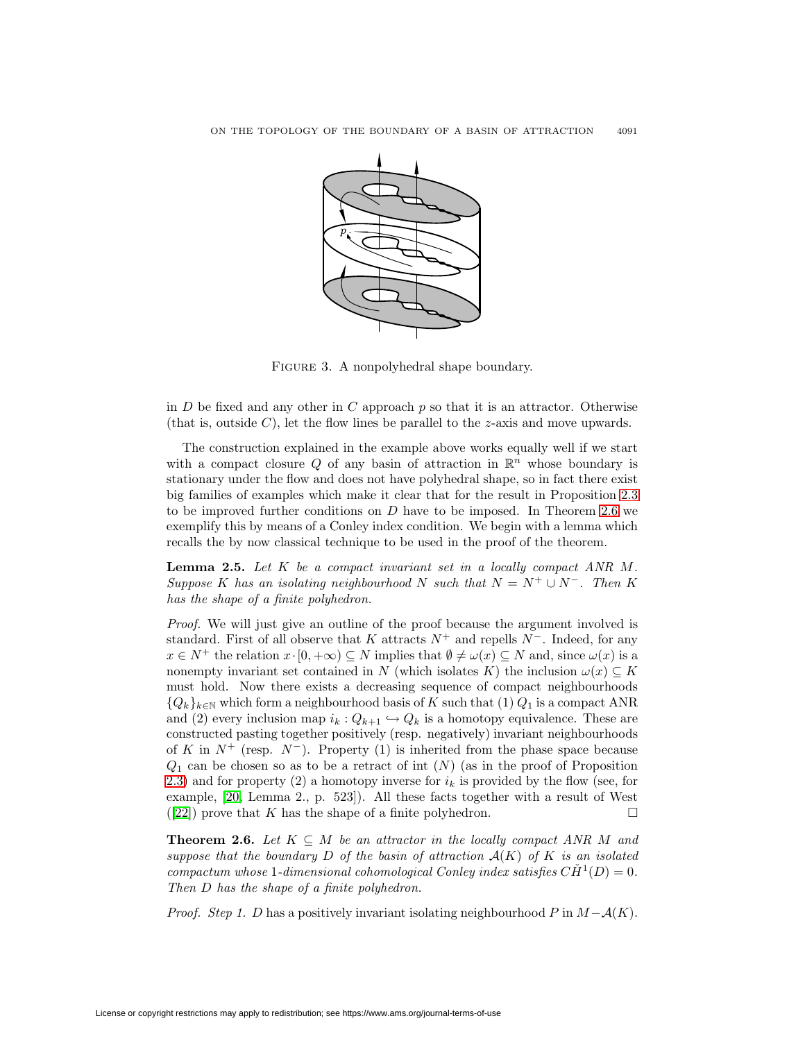FIGURE 3. A nonpolyhedral shape boundary.

in $D$ be fixed and any other in $C$ approach $p$ so that it is an attractor. Otherwise (that is, outside $C$), let the flow lines be parallel to the $z$-axis and move upwards.

The construction explained in the example above works equally well if we start with a compact closure $Q$ of any basin of attraction in $\mathbb{R}^n$ whose boundary is stationary under the flow and does not have polyhedral shape, so in fact there exist big families of examples which make it clear that for the result in Proposition 2.3 to be improved further conditions on $D$ have to be imposed. In Theorem 2.6 we exemplify this by means of a Conley index condition. We begin with a lemma which recalls the by now classical technique to be used in the proof of the theorem.

**Lemma 2.5.** *Let $K$ be a compact invariant set in a locally compact ANR $M$. Suppose $K$ has an isolating neighbourhood $N$ such that $N = N^+ \cup N^-$. Then $K$ has the shape of a finite polyhedron.*

*Proof.* We will just give an outline of the proof because the argument involved is standard. First of all observe that $K$ attracts $N^+$ and repells $N^-$. Indeed, for any $x \in N^+$ the relation $x \cdot [0, +\infty) \subseteq N$ implies that $\emptyset \neq \omega(x) \subseteq N$ and, since $\omega(x)$ is a nonempty invariant set contained in $N$ (which isolates $K$) the inclusion $\omega(x) \subseteq K$ must hold. Now there exists a decreasing sequence of compact neighbourhoods $\{Q_k\}_{k\in\mathbb{N}}$ which form a neighbourhood basis of $K$ such that (1) $Q_1$ is a compact ANR and (2) every inclusion map $i_k : Q_{k+1} \hookrightarrow Q_k$ is a homotopy equivalence. These are constructed pasting together positively (resp. negatively) invariant neighbourhoods of $K$ in $N^+$ (resp. $N^-$). Property (1) is inherited from the phase space because $Q_1$ can be chosen so as to be a retract of int $(N)$ (as in the proof of Proposition 2.3) and for property (2) a homotopy inverse for $i_k$ is provided by the flow (see, for example, [20, Lemma 2., p. 523]). All these facts together with a result of West ([22]) prove that $K$ has the shape of a finite polyhedron. $\square$

**Theorem 2.6.** *Let $K \subseteq M$ be an attractor in the locally compact ANR $M$ and suppose that the boundary $D$ of the basin of attraction $\mathcal{A}(K)$ of $K$ is an isolated compactum whose 1-dimensional cohomological Conley index satisfies $C\check{H}^1(D) = 0$. Then $D$ has the shape of a finite polyhedron.*

*Proof. Step 1.* $D$ has a positively invariant isolating neighbourhood $P$ in $M - \mathcal{A}(K)$.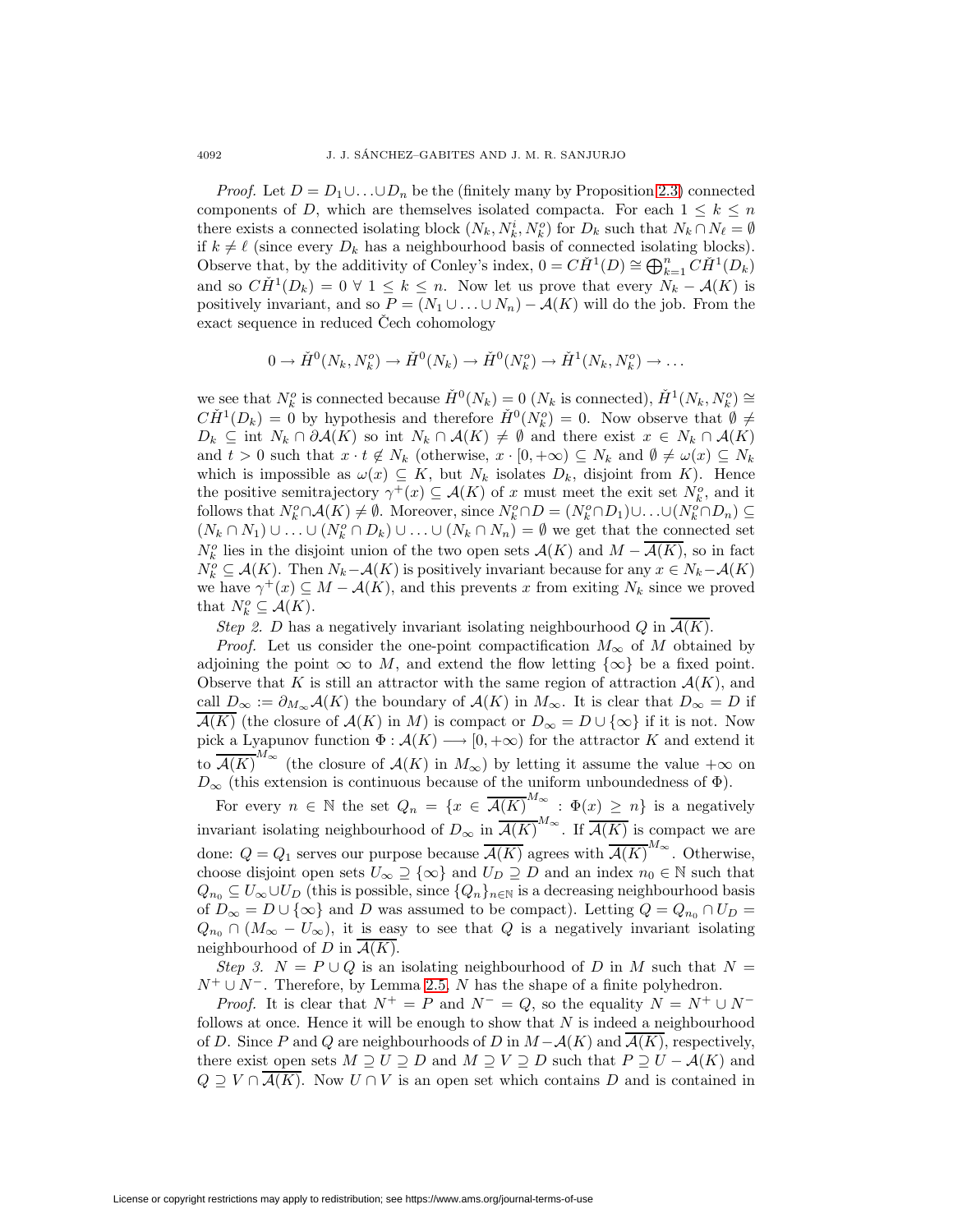*Proof.* Let $D = D_1 \cup \ldots \cup D_n$ be the (finitely many by Proposition 2.3) connected components of $D$, which are themselves isolated compacta. For each $1 \leq k \leq n$ there exists a connected isolating block $(N_k, N_k^i, N_k^o)$ for $D_k$ such that $N_k \cap N_\ell = \emptyset$ if $k \neq \ell$ (since every $D_k$ has a neighbourhood basis of connected isolating blocks). Observe that, by the additivity of Conley's index, $0 = C\check{H}^1(D) \cong \bigoplus_{k=1}^n C\check{H}^1(D_k)$ and so $C\check{H}^1(D_k) = 0 \; \forall \; 1 \leq k \leq n$. Now let us prove that every $N_k - \mathcal{A}(K)$ is positively invariant, and so $P = (N_1 \cup \ldots \cup N_n) - \mathcal{A}(K)$ will do the job. From the exact sequence in reduced Čech cohomology

$$0 \to \check{H}^0(N_k, N_k^o) \to \check{H}^0(N_k) \to \check{H}^0(N_k^o) \to \check{H}^1(N_k, N_k^o) \to \ldots$$

we see that $N_k^o$ is connected because $\check{H}^0(N_k) = 0$ ($N_k$ is connected), $\check{H}^1(N_k, N_k^o) \cong C\check{H}^1(D_k) = 0$ by hypothesis and therefore $\check{H}^0(N_k^o) = 0$. Now observe that $\emptyset \neq D_k \subseteq \operatorname{int} N_k \cap \partial\mathcal{A}(K)$ so $\operatorname{int} N_k \cap \mathcal{A}(K) \neq \emptyset$ and there exist $x \in N_k \cap \mathcal{A}(K)$ and $t > 0$ such that $x \cdot t \notin N_k$ (otherwise, $x \cdot [0, +\infty) \subseteq N_k$ and $\emptyset \neq \omega(x) \subseteq N_k$ which is impossible as $\omega(x) \subseteq K$, but $N_k$ isolates $D_k$, disjoint from $K$). Hence the positive semitrajectory $\gamma^+(x) \subseteq \mathcal{A}(K)$ of $x$ must meet the exit set $N_k^o$, and it follows that $N_k^o \cap \mathcal{A}(K) \neq \emptyset$. Moreover, since $N_k^o \cap D = (N_k^o \cap D_1) \cup \ldots \cup (N_k^o \cap D_n) \subseteq (N_k \cap N_1) \cup \ldots \cup (N_k^o \cap D_k) \cup \ldots \cup (N_k \cap N_n) = \emptyset$ we get that the connected set $N_k^o$ lies in the disjoint union of the two open sets $\mathcal{A}(K)$ and $M - \overline{\mathcal{A}(K)}$, so in fact $N_k^o \subseteq \mathcal{A}(K)$. Then $N_k - \mathcal{A}(K)$ is positively invariant because for any $x \in N_k - \mathcal{A}(K)$ we have $\gamma^+(x) \subseteq M - \mathcal{A}(K)$, and this prevents $x$ from exiting $N_k$ since we proved that $N_k^o \subseteq \mathcal{A}(K)$.

*Step 2.* $D$ has a negatively invariant isolating neighbourhood $Q$ in $\overline{\mathcal{A}(K)}$.

*Proof.* Let us consider the one-point compactification $M_\infty$ of $M$ obtained by adjoining the point $\infty$ to $M$, and extend the flow letting $\{\infty\}$ be a fixed point. Observe that $K$ is still an attractor with the same region of attraction $\mathcal{A}(K)$, and call $D_\infty := \partial_{M_\infty}\mathcal{A}(K)$ the boundary of $\mathcal{A}(K)$ in $M_\infty$. It is clear that $D_\infty = D$ if $\overline{\mathcal{A}(K)}$ (the closure of $\mathcal{A}(K)$ in $M$) is compact or $D_\infty = D \cup \{\infty\}$ if it is not. Now pick a Lyapunov function $\Phi : \mathcal{A}(K) \longrightarrow [0, +\infty)$ for the attractor $K$ and extend it to $\overline{\mathcal{A}(K)}^{M_\infty}$ (the closure of $\mathcal{A}(K)$ in $M_\infty$) by letting it assume the value $+\infty$ on $D_\infty$ (this extension is continuous because of the uniform unboundedness of $\Phi$).

For every $n \in \mathbb{N}$ the set $Q_n = \{x \in \overline{\mathcal{A}(K)}^{M_\infty} : \Phi(x) \geq n\}$ is a negatively invariant isolating neighbourhood of $D_\infty$ in $\overline{\mathcal{A}(K)}^{M_\infty}$. If $\overline{\mathcal{A}(K)}$ is compact we are done: $Q = Q_1$ serves our purpose because $\overline{\mathcal{A}(K)}$ agrees with $\overline{\mathcal{A}(K)}^{M_\infty}$. Otherwise, choose disjoint open sets $U_\infty \supseteq \{\infty\}$ and $U_D \supseteq D$ and an index $n_0 \in \mathbb{N}$ such that $Q_{n_0} \subseteq U_\infty \cup U_D$ (this is possible, since $\{Q_n\}_{n \in \mathbb{N}}$ is a decreasing neighbourhood basis of $D_\infty = D \cup \{\infty\}$ and $D$ was assumed to be compact). Letting $Q = Q_{n_0} \cap U_D = Q_{n_0} \cap (M_\infty - U_\infty)$, it is easy to see that $Q$ is a negatively invariant isolating neighbourhood of $D$ in $\overline{\mathcal{A}(K)}$.

*Step 3.* $N = P \cup Q$ is an isolating neighbourhood of $D$ in $M$ such that $N = N^+ \cup N^-$. Therefore, by Lemma 2.5, $N$ has the shape of a finite polyhedron.

*Proof.* It is clear that $N^+ = P$ and $N^- = Q$, so the equality $N = N^+ \cup N^-$ follows at once. Hence it will be enough to show that $N$ is indeed a neighbourhood of $D$. Since $P$ and $Q$ are neighbourhoods of $D$ in $M - \mathcal{A}(K)$ and $\overline{\mathcal{A}(K)}$, respectively, there exist open sets $M \supseteq U \supseteq D$ and $M \supseteq V \supseteq D$ such that $P \supseteq U - \mathcal{A}(K)$ and $Q \supseteq V \cap \overline{\mathcal{A}(K)}$. Now $U \cap V$ is an open set which contains $D$ and is contained in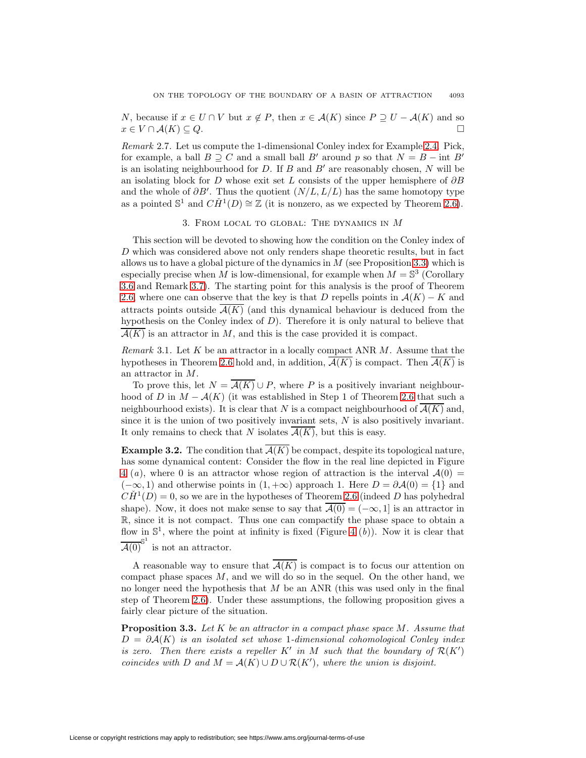$N$, because if $x \in U \cap V$ but $x \notin P$, then $x \in \mathcal{A}(K)$ since $P \supseteq U - \mathcal{A}(K)$ and so $x \in V \cap \mathcal{A}(K) \subseteq Q$. $\square$

*Remark* 2.7. Let us compute the 1-dimensional Conley index for Example 2.4. Pick, for example, a ball $B \supseteq C$ and a small ball $B'$ around $p$ so that $N = B - \text{int } B'$ is an isolating neighbourhood for $D$. If $B$ and $B'$ are reasonably chosen, $N$ will be an isolating block for $D$ whose exit set $L$ consists of the upper hemisphere of $\partial B$ and the whole of $\partial B'$. Thus the quotient $(N/L, L/L)$ has the same homotopy type as a pointed $\mathbb{S}^1$ and $C\check{H}^1(D) \cong \mathbb{Z}$ (it is nonzero, as we expected by Theorem 2.6).

## 3. From local to global: The dynamics in $M$

This section will be devoted to showing how the condition on the Conley index of $D$ which was considered above not only renders shape theoretic results, but in fact allows us to have a global picture of the dynamics in $M$ (see Proposition 3.3) which is especially precise when $M$ is low-dimensional, for example when $M = \mathbb{S}^3$ (Corollary 3.6 and Remark 3.7). The starting point for this analysis is the proof of Theorem 2.6, where one can observe that the key is that $D$ repells points in $\mathcal{A}(K) - K$ and attracts points outside $\overline{\mathcal{A}(K)}$ (and this dynamical behaviour is deduced from the hypothesis on the Conley index of $D$). Therefore it is only natural to believe that $\overline{\mathcal{A}(K)}$ is an attractor in $M$, and this is the case provided it is compact.

*Remark* 3.1. Let $K$ be an attractor in a locally compact ANR $M$. Assume that the hypotheses in Theorem 2.6 hold and, in addition, $\overline{\mathcal{A}(K)}$ is compact. Then $\overline{\mathcal{A}(K)}$ is an attractor in $M$.

To prove this, let $N = \overline{\mathcal{A}(K)} \cup P$, where $P$ is a positively invariant neighbourhood of $D$ in $M - \mathcal{A}(K)$ (it was established in Step 1 of Theorem 2.6 that such a neighbourhood exists). It is clear that $N$ is a compact neighbourhood of $\overline{\mathcal{A}(K)}$ and, since it is the union of two positively invariant sets, $N$ is also positively invariant. It only remains to check that $N$ isolates $\overline{\mathcal{A}(K)}$, but this is easy.

**Example 3.2.** The condition that $\overline{\mathcal{A}(K)}$ be compact, despite its topological nature, has some dynamical content: Consider the flow in the real line depicted in Figure 4 (*a*), where 0 is an attractor whose region of attraction is the interval $\mathcal{A}(0) = (-\infty, 1)$ and otherwise points in $(1, +\infty)$ approach 1. Here $D = \partial \mathcal{A}(0) = \{1\}$ and $C\check{H}^1(D) = 0$, so we are in the hypotheses of Theorem 2.6 (indeed $D$ has polyhedral shape). Now, it does not make sense to say that $\overline{\mathcal{A}(0)} = (-\infty, 1]$ is an attractor in $\mathbb{R}$, since it is not compact. Thus one can compactify the phase space to obtain a flow in $\mathbb{S}^1$, where the point at infinity is fixed (Figure 4 (*b*)). Now it is clear that $\overline{\mathcal{A}(0)}^{\mathbb{S}^1}$ is not an attractor.

A reasonable way to ensure that $\overline{\mathcal{A}(K)}$ is compact is to focus our attention on compact phase spaces $M$, and we will do so in the sequel. On the other hand, we no longer need the hypothesis that $M$ be an ANR (this was used only in the final step of Theorem 2.6). Under these assumptions, the following proposition gives a fairly clear picture of the situation.

**Proposition 3.3.** *Let $K$ be an attractor in a compact phase space $M$. Assume that $D = \partial \mathcal{A}(K)$ is an isolated set whose 1-dimensional cohomological Conley index is zero. Then there exists a repeller $K'$ in $M$ such that the boundary of $\mathcal{R}(K')$ coincides with $D$ and $M = \mathcal{A}(K) \cup D \cup \mathcal{R}(K')$, where the union is disjoint.*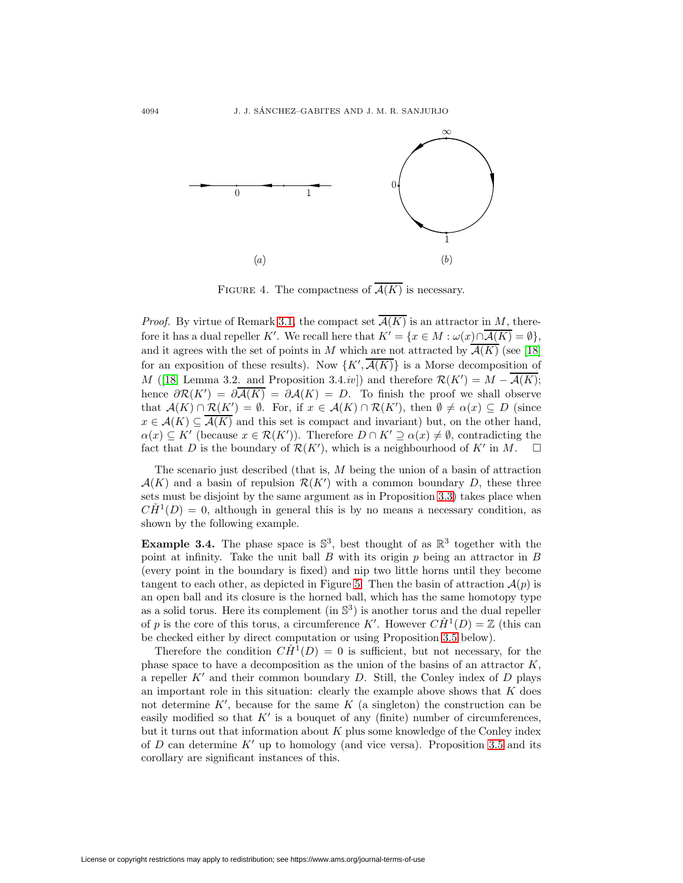FIGURE 4. The compactness of $\overline{\mathcal{A}(K)}$ is necessary.

*Proof.* By virtue of Remark 3.1, the compact set $\overline{\mathcal{A}(K)}$ is an attractor in $M$, therefore it has a dual repeller $K'$. We recall here that $K' = \{x \in M : \omega(x) \cap \overline{\mathcal{A}(K)} = \emptyset\}$, and it agrees with the set of points in $M$ which are not attracted by $\overline{\mathcal{A}(K)}$ (see [18] for an exposition of these results). Now $\{K', \overline{\mathcal{A}(K)}\}$ is a Morse decomposition of $M$ ([18, Lemma 3.2. and Proposition 3.4.*iv*]) and therefore $\mathcal{R}(K') = M - \overline{\mathcal{A}(K)}$; hence $\partial \mathcal{R}(K') = \partial \overline{\mathcal{A}(K)} = \partial \mathcal{A}(K) = D$. To finish the proof we shall observe that $\mathcal{A}(K) \cap \mathcal{R}(K') = \emptyset$. For, if $x \in \mathcal{A}(K) \cap \mathcal{R}(K')$, then $\emptyset \neq \alpha(x) \subseteq D$ (since $x \in \mathcal{A}(K) \subseteq \overline{\mathcal{A}(K)}$ and this set is compact and invariant) but, on the other hand, $\alpha(x) \subseteq K'$ (because $x \in \mathcal{R}(K')$). Therefore $D \cap K' \supseteq \alpha(x) \neq \emptyset$, contradicting the fact that $D$ is the boundary of $\mathcal{R}(K')$, which is a neighbourhood of $K'$ in $M$. $\square$

The scenario just described (that is, $M$ being the union of a basin of attraction $\mathcal{A}(K)$ and a basin of repulsion $\mathcal{R}(K')$ with a common boundary $D$, these three sets must be disjoint by the same argument as in Proposition 3.3) takes place when $\check{CH}^1(D) = 0$, although in general this is by no means a necessary condition, as shown by the following example.

**Example 3.4.** The phase space is $\mathbb{S}^3$, best thought of as $\mathbb{R}^3$ together with the point at infinity. Take the unit ball $B$ with its origin $p$ being an attractor in $B$ (every point in the boundary is fixed) and nip two little horns until they become tangent to each other, as depicted in Figure 5. Then the basin of attraction $\mathcal{A}(p)$ is an open ball and its closure is the horned ball, which has the same homotopy type as a solid torus. Here its complement (in $\mathbb{S}^3$) is another torus and the dual repeller of $p$ is the core of this torus, a circumference $K'$. However $\check{CH}^1(D) = \mathbb{Z}$ (this can be checked either by direct computation or using Proposition 3.5 below).

Therefore the condition $\check{CH}^1(D) = 0$ is sufficient, but not necessary, for the phase space to have a decomposition as the union of the basins of an attractor $K$, a repeller $K'$ and their common boundary $D$. Still, the Conley index of $D$ plays an important role in this situation: clearly the example above shows that $K$ does not determine $K'$, because for the same $K$ (a singleton) the construction can be easily modified so that $K'$ is a bouquet of any (finite) number of circumferences, but it turns out that information about $K$ plus some knowledge of the Conley index of $D$ can determine $K'$ up to homology (and vice versa). Proposition 3.5 and its corollary are significant instances of this.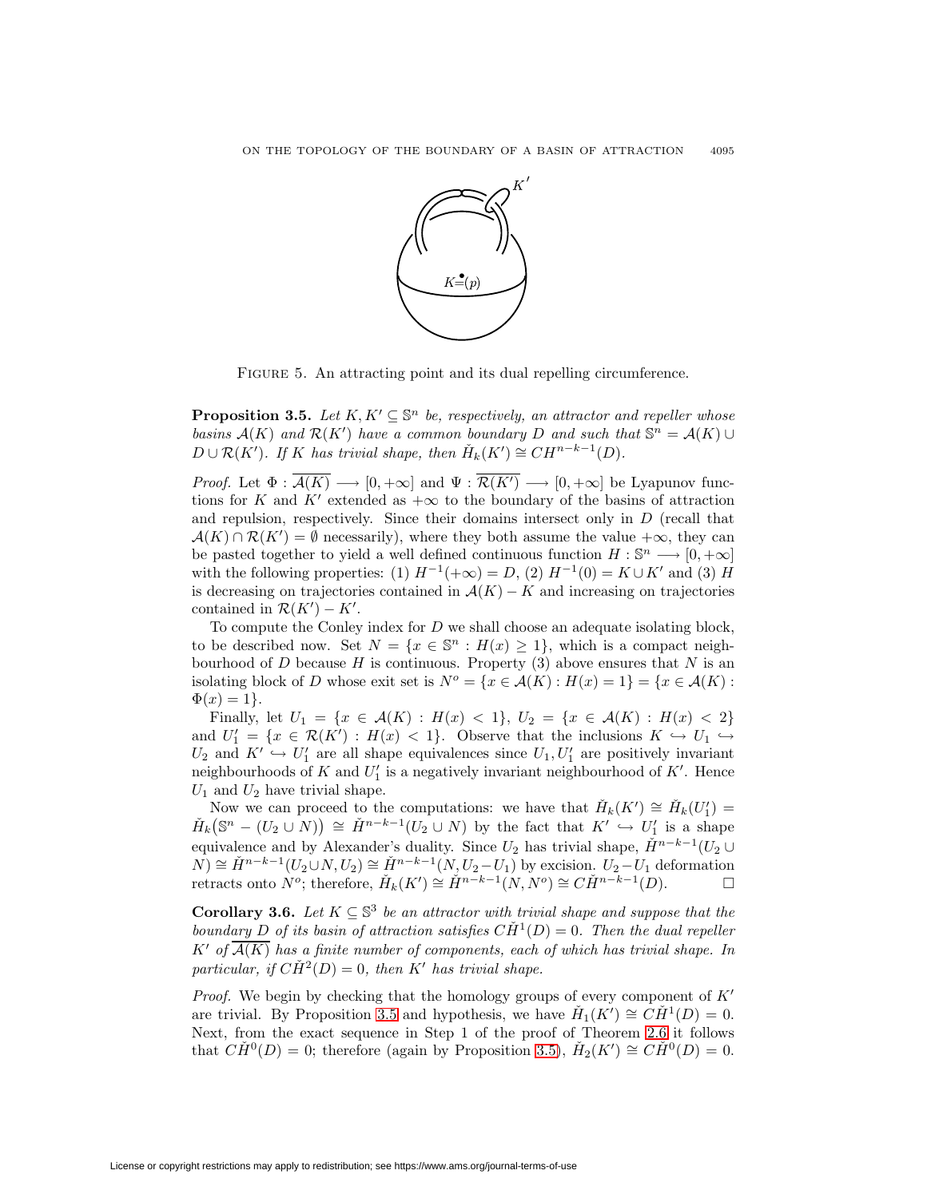FIGURE 5. An attracting point and its dual repelling circumference.

**Proposition 3.5.** *Let $K, K' \subseteq \mathbb{S}^n$ be, respectively, an attractor and repeller whose basins $\mathcal{A}(K)$ and $\mathcal{R}(K')$ have a common boundary $D$ and such that $\mathbb{S}^n = \mathcal{A}(K) \cup D \cup \mathcal{R}(K')$. If $K$ has trivial shape, then $\check{H}_k(K') \cong CH^{n-k-1}(D)$.*

*Proof.* Let $\Phi : \overline{\mathcal{A}(K)} \longrightarrow [0, +\infty]$ and $\Psi : \overline{\mathcal{R}(K')} \longrightarrow [0, +\infty]$ be Lyapunov functions for $K$ and $K'$ extended as $+\infty$ to the boundary of the basins of attraction and repulsion, respectively. Since their domains intersect only in $D$ (recall that $\mathcal{A}(K) \cap \mathcal{R}(K') = \emptyset$ necessarily), where they both assume the value $+\infty$, they can be pasted together to yield a well defined continuous function $H : \mathbb{S}^n \longrightarrow [0, +\infty]$ with the following properties: (1) $H^{-1}(+\infty) = D$, (2) $H^{-1}(0) = K \cup K'$ and (3) $H$ is decreasing on trajectories contained in $\mathcal{A}(K) - K$ and increasing on trajectories contained in $\mathcal{R}(K') - K'$.

To compute the Conley index for $D$ we shall choose an adequate isolating block, to be described now. Set $N = \{x \in \mathbb{S}^n : H(x) \geq 1\}$, which is a compact neighbourhood of $D$ because $H$ is continuous. Property (3) above ensures that $N$ is an isolating block of $D$ whose exit set is $N^o = \{x \in \mathcal{A}(K) : H(x) = 1\} = \{x \in \mathcal{A}(K) : \Phi(x) = 1\}$.

Finally, let $U_1 = \{x \in \mathcal{A}(K) : H(x) < 1\}$, $U_2 = \{x \in \mathcal{A}(K) : H(x) < 2\}$ and $U_1' = \{x \in \mathcal{R}(K') : H(x) < 1\}$. Observe that the inclusions $K \hookrightarrow U_1 \hookrightarrow U_2$ and $K' \hookrightarrow U_1'$ are all shape equivalences since $U_1, U_1'$ are positively invariant neighbourhoods of $K$ and $U_1'$ is a negatively invariant neighbourhood of $K'$. Hence $U_1$ and $U_2$ have trivial shape.

Now we can proceed to the computations: we have that $\check{H}_k(K') \cong \check{H}_k(U_1') = \check{H}_k\big(\mathbb{S}^n - (U_2 \cup N)\big) \cong \check{H}^{n-k-1}(U_2 \cup N)$ by the fact that $K' \hookrightarrow U_1'$ is a shape equivalence and by Alexander's duality. Since $U_2$ has trivial shape, $\check{H}^{n-k-1}(U_2 \cup N) \cong \check{H}^{n-k-1}(U_2 \cup N, U_2) \cong \check{H}^{n-k-1}(N, U_2 - U_1)$ by excision. $U_2 - U_1$ deformation retracts onto $N^o$; therefore, $\check{H}_k(K') \cong \check{H}^{n-k-1}(N, N^o) \cong C\check{H}^{n-k-1}(D)$. □

**Corollary 3.6.** *Let $K \subseteq \mathbb{S}^3$ be an attractor with trivial shape and suppose that the boundary $D$ of its basin of attraction satisfies $C\check{H}^1(D) = 0$. Then the dual repeller $K'$ of $\overline{\mathcal{A}(K)}$ has a finite number of components, each of which has trivial shape. In particular, if $C\check{H}^2(D) = 0$, then $K'$ has trivial shape.*

*Proof.* We begin by checking that the homology groups of every component of $K'$ are trivial. By Proposition 3.5 and hypothesis, we have $\check{H}_1(K') \cong C\check{H}^1(D) = 0$. Next, from the exact sequence in Step 1 of the proof of Theorem 2.6 it follows that $C\check{H}^0(D) = 0$; therefore (again by Proposition 3.5), $\check{H}_2(K') \cong C\check{H}^0(D) = 0$.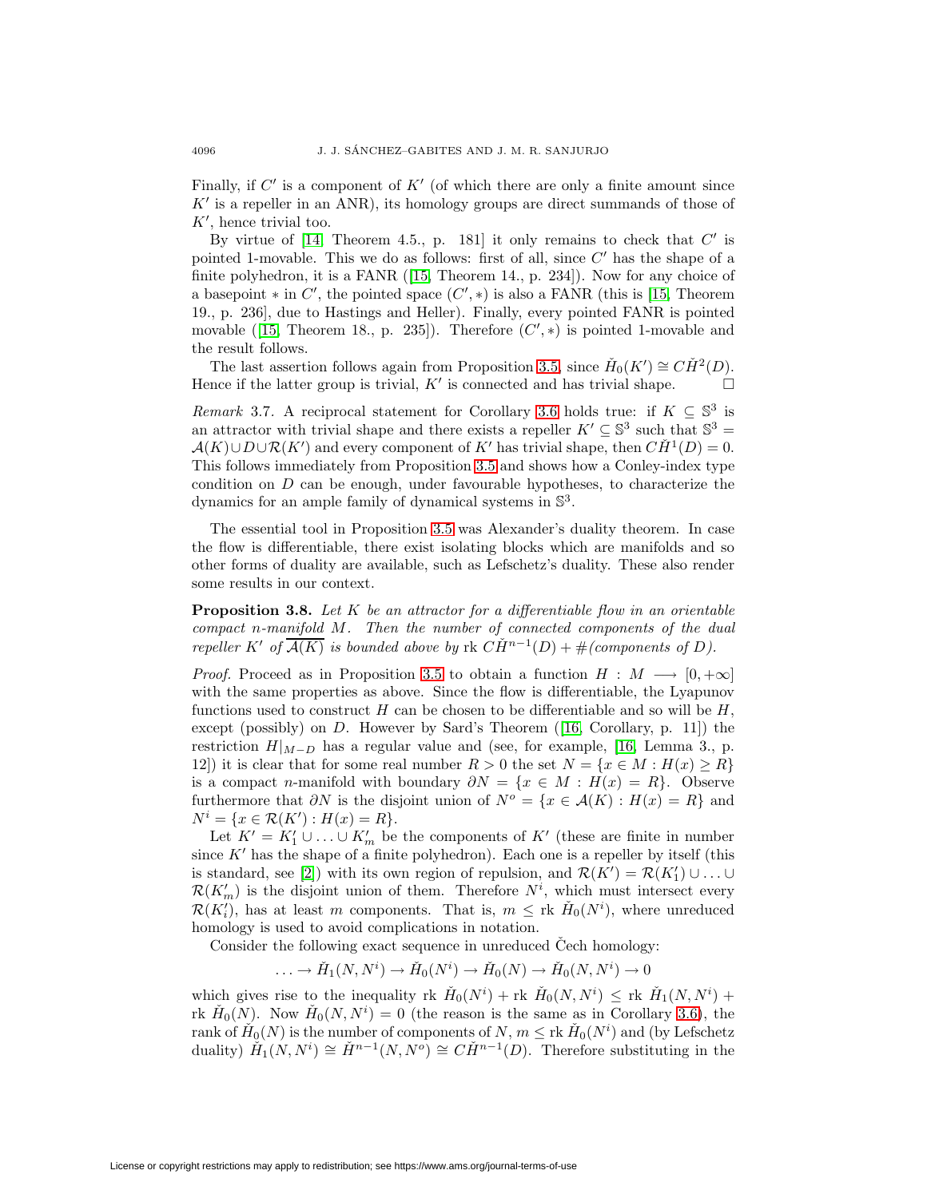Finally, if $C'$ is a component of $K'$ (of which there are only a finite amount since $K'$ is a repeller in an ANR), its homology groups are direct summands of those of $K'$, hence trivial too.

By virtue of [14, Theorem 4.5., p. 181] it only remains to check that $C'$ is pointed 1-movable. This we do as follows: first of all, since $C'$ has the shape of a finite polyhedron, it is a FANR ([15, Theorem 14., p. 234]). Now for any choice of a basepoint $*$ in $C'$, the pointed space $(C', *)$ is also a FANR (this is [15, Theorem 19., p. 236], due to Hastings and Heller). Finally, every pointed FANR is pointed movable ([15, Theorem 18., p. 235]). Therefore $(C', *)$ is pointed 1-movable and the result follows.

The last assertion follows again from Proposition 3.5, since $\check{H}_0(K') \cong C\check{H}^2(D)$. Hence if the latter group is trivial, $K'$ is connected and has trivial shape. □

*Remark* 3.7. A reciprocal statement for Corollary 3.6 holds true: if $K \subseteq \mathbb{S}^3$ is an attractor with trivial shape and there exists a repeller $K' \subseteq \mathbb{S}^3$ such that $\mathbb{S}^3 = \mathcal{A}(K) \cup D \cup \mathcal{R}(K')$ and every component of $K'$ has trivial shape, then $C\check{H}^1(D) = 0$. This follows immediately from Proposition 3.5 and shows how a Conley-index type condition on $D$ can be enough, under favourable hypotheses, to characterize the dynamics for an ample family of dynamical systems in $\mathbb{S}^3$.

The essential tool in Proposition 3.5 was Alexander's duality theorem. In case the flow is differentiable, there exist isolating blocks which are manifolds and so other forms of duality are available, such as Lefschetz's duality. These also render some results in our context.

**Proposition 3.8.** *Let $K$ be an attractor for a differentiable flow in an orientable compact $n$-manifold $M$. Then the number of connected components of the dual repeller $K'$ of $\overline{\mathcal{A}(K)}$ is bounded above by* rk $C\check{H}^{n-1}(D) + \#$*(components of $D$).*

*Proof.* Proceed as in Proposition 3.5 to obtain a function $H : M \longrightarrow [0, +\infty]$ with the same properties as above. Since the flow is differentiable, the Lyapunov functions used to construct $H$ can be chosen to be differentiable and so will be $H$, except (possibly) on $D$. However by Sard's Theorem ([16, Corollary, p. 11]) the restriction $H|_{M-D}$ has a regular value and (see, for example, [16, Lemma 3., p. 12]) it is clear that for some real number $R > 0$ the set $N = \{x \in M : H(x) \geq R\}$ is a compact $n$-manifold with boundary $\partial N = \{x \in M : H(x) = R\}$. Observe furthermore that $\partial N$ is the disjoint union of $N^o = \{x \in \mathcal{A}(K) : H(x) = R\}$ and $N^i = \{x \in \mathcal{R}(K') : H(x) = R\}$.

Let $K' = K'_1 \cup \ldots \cup K'_m$ be the components of $K'$ (these are finite in number since $K'$ has the shape of a finite polyhedron). Each one is a repeller by itself (this is standard, see [2]) with its own region of repulsion, and $\mathcal{R}(K') = \mathcal{R}(K'_1) \cup \ldots \cup \mathcal{R}(K'_m)$ is the disjoint union of them. Therefore $N^i$, which must intersect every $\mathcal{R}(K'_i)$, has at least $m$ components. That is, $m \leq$ rk $\check{H}_0(N^i)$, where unreduced homology is used to avoid complications in notation.

Consider the following exact sequence in unreduced Čech homology:

$$\ldots \to \check{H}_1(N, N^i) \to \check{H}_0(N^i) \to \check{H}_0(N) \to \check{H}_0(N, N^i) \to 0$$

which gives rise to the inequality rk $\check{H}_0(N^i)$ + rk $\check{H}_0(N, N^i) \leq$ rk $\check{H}_1(N, N^i)$ + rk $\check{H}_0(N)$. Now $\check{H}_0(N, N^i) = 0$ (the reason is the same as in Corollary 3.6), the rank of $\check{H}_0(N)$ is the number of components of $N$, $m \leq$ rk $\check{H}_0(N^i)$ and (by Lefschetz duality) $\check{H}_1(N, N^i) \cong \check{H}^{n-1}(N, N^o) \cong C\check{H}^{n-1}(D)$. Therefore substituting in the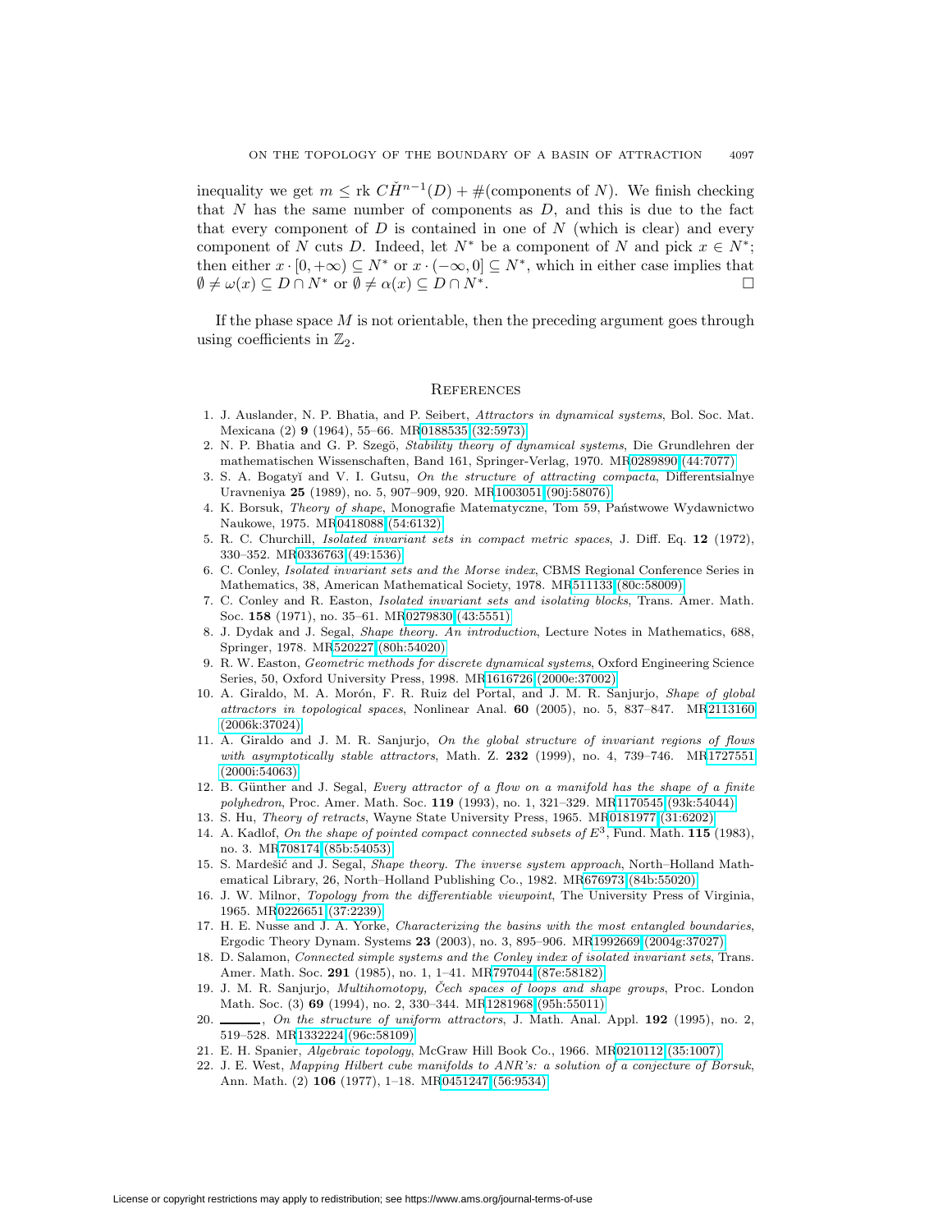inequality we get $m \leq \text{rk } C\check{H}^{n-1}(D) + \#(\text{components of } N)$. We finish checking that $N$ has the same number of components as $D$, and this is due to the fact that every component of $D$ is contained in one of $N$ (which is clear) and every component of $N$ cuts $D$. Indeed, let $N^*$ be a component of $N$ and pick $x \in N^*$; then either $x \cdot [0, +\infty) \subseteq N^*$ or $x \cdot (-\infty, 0] \subseteq N^*$, which in either case implies that $\emptyset \neq \omega(x) \subseteq D \cap N^*$ or $\emptyset \neq \alpha(x) \subseteq D \cap N^*$. □

If the phase space $M$ is not orientable, then the preceding argument goes through using coefficients in $\mathbb{Z}_2$.

## References

1. J. Auslander, N. P. Bhatia, and P. Seibert, *Attractors in dynamical systems*, Bol. Soc. Mat. Mexicana (2) **9** (1964), 55–66. MR0188535 (32:5973)
2. N. P. Bhatia and G. P. Szegö, *Stability theory of dynamical systems*, Die Grundlehren der mathematischen Wissenschaften, Band 161, Springer-Verlag, 1970. MR0289890 (44:7077)
3. S. A. Bogatyĭ and V. I. Gutsu, *On the structure of attracting compacta*, Differentsialnye Uravneniya **25** (1989), no. 5, 907–909, 920. MR1003051 (90j:58076)
4. K. Borsuk, *Theory of shape*, Monografie Matematyczne, Tom 59, Państwowe Wydawnictwo Naukowe, 1975. MR0418088 (54:6132)
5. R. C. Churchill, *Isolated invariant sets in compact metric spaces*, J. Diff. Eq. **12** (1972), 330–352. MR0336763 (49:1536)
6. C. Conley, *Isolated invariant sets and the Morse index*, CBMS Regional Conference Series in Mathematics, 38, American Mathematical Society, 1978. MR511133 (80c:58009)
7. C. Conley and R. Easton, *Isolated invariant sets and isolating blocks*, Trans. Amer. Math. Soc. **158** (1971), no. 35–61. MR0279830 (43:5551)
8. J. Dydak and J. Segal, *Shape theory. An introduction*, Lecture Notes in Mathematics, 688, Springer, 1978. MR520227 (80h:54020)
9. R. W. Easton, *Geometric methods for discrete dynamical systems*, Oxford Engineering Science Series, 50, Oxford University Press, 1998. MR1616726 (2000e:37002)
10. A. Giraldo, M. A. Morón, F. R. Ruiz del Portal, and J. M. R. Sanjurjo, *Shape of global attractors in topological spaces*, Nonlinear Anal. **60** (2005), no. 5, 837–847. MR2113160 (2006k:37024)
11. A. Giraldo and J. M. R. Sanjurjo, *On the global structure of invariant regions of flows with asymptotically stable attractors*, Math. Z. **232** (1999), no. 4, 739–746. MR1727551 (2000i:54063)
12. B. Günther and J. Segal, *Every attractor of a flow on a manifold has the shape of a finite polyhedron*, Proc. Amer. Math. Soc. **119** (1993), no. 1, 321–329. MR1170545 (93k:54044)
13. S. Hu, *Theory of retracts*, Wayne State University Press, 1965. MR0181977 (31:6202)
14. A. Kadlof, *On the shape of pointed compact connected subsets of $E^3$*, Fund. Math. **115** (1983), no. 3. MR708174 (85b:54053)
15. S. Mardešić and J. Segal, *Shape theory. The inverse system approach*, North–Holland Mathematical Library, 26, North–Holland Publishing Co., 1982. MR676973 (84b:55020)
16. J. W. Milnor, *Topology from the differentiable viewpoint*, The University Press of Virginia, 1965. MR0226651 (37:2239)
17. H. E. Nusse and J. A. Yorke, *Characterizing the basins with the most entangled boundaries*, Ergodic Theory Dynam. Systems **23** (2003), no. 3, 895–906. MR1992669 (2004g:37027)
18. D. Salamon, *Connected simple systems and the Conley index of isolated invariant sets*, Trans. Amer. Math. Soc. **291** (1985), no. 1, 1–41. MR797044 (87e:58182)
19. J. M. R. Sanjurjo, *Multihomotopy, Čech spaces of loops and shape groups*, Proc. London Math. Soc. (3) **69** (1994), no. 2, 330–344. MR1281968 (95h:55011)
20. ———, *On the structure of uniform attractors*, J. Math. Anal. Appl. **192** (1995), no. 2, 519–528. MR1332224 (96c:58109)
21. E. H. Spanier, *Algebraic topology*, McGraw Hill Book Co., 1966. MR0210112 (35:1007)
22. J. E. West, *Mapping Hilbert cube manifolds to ANR's: a solution of a conjecture of Borsuk*, Ann. Math. (2) **106** (1977), 1–18. MR0451247 (56:9534)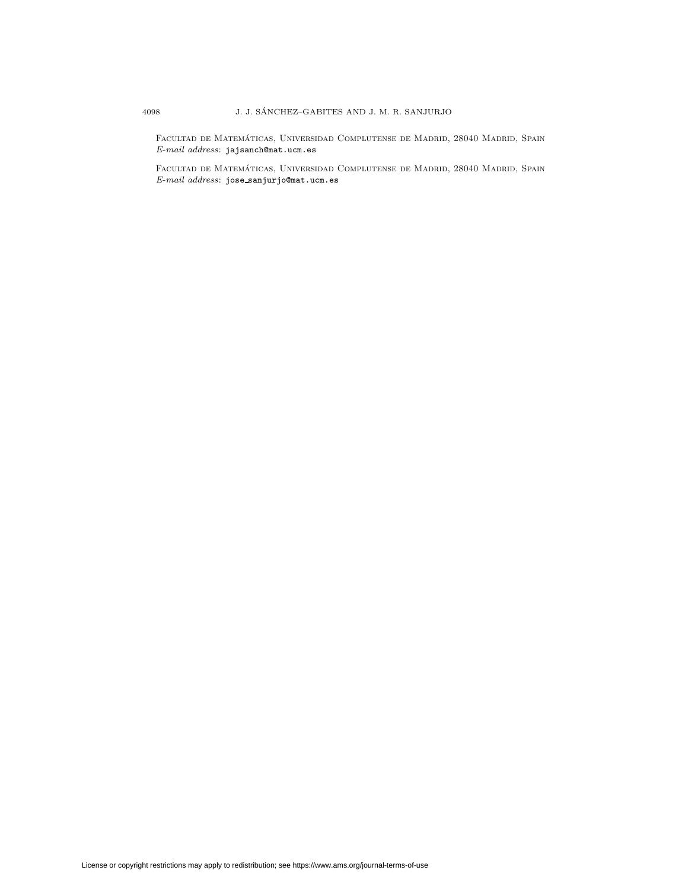Facultad de Matemáticas, Universidad Complutense de Madrid, 28040 Madrid, Spain
*E-mail address*: jajsanch@mat.ucm.es

Facultad de Matemáticas, Universidad Complutense de Madrid, 28040 Madrid, Spain
*E-mail address*: jose_sanjurjo@mat.ucm.es

License or copyright restrictions may apply to redistribution; see https://www.ams.org/journal-terms-of-use